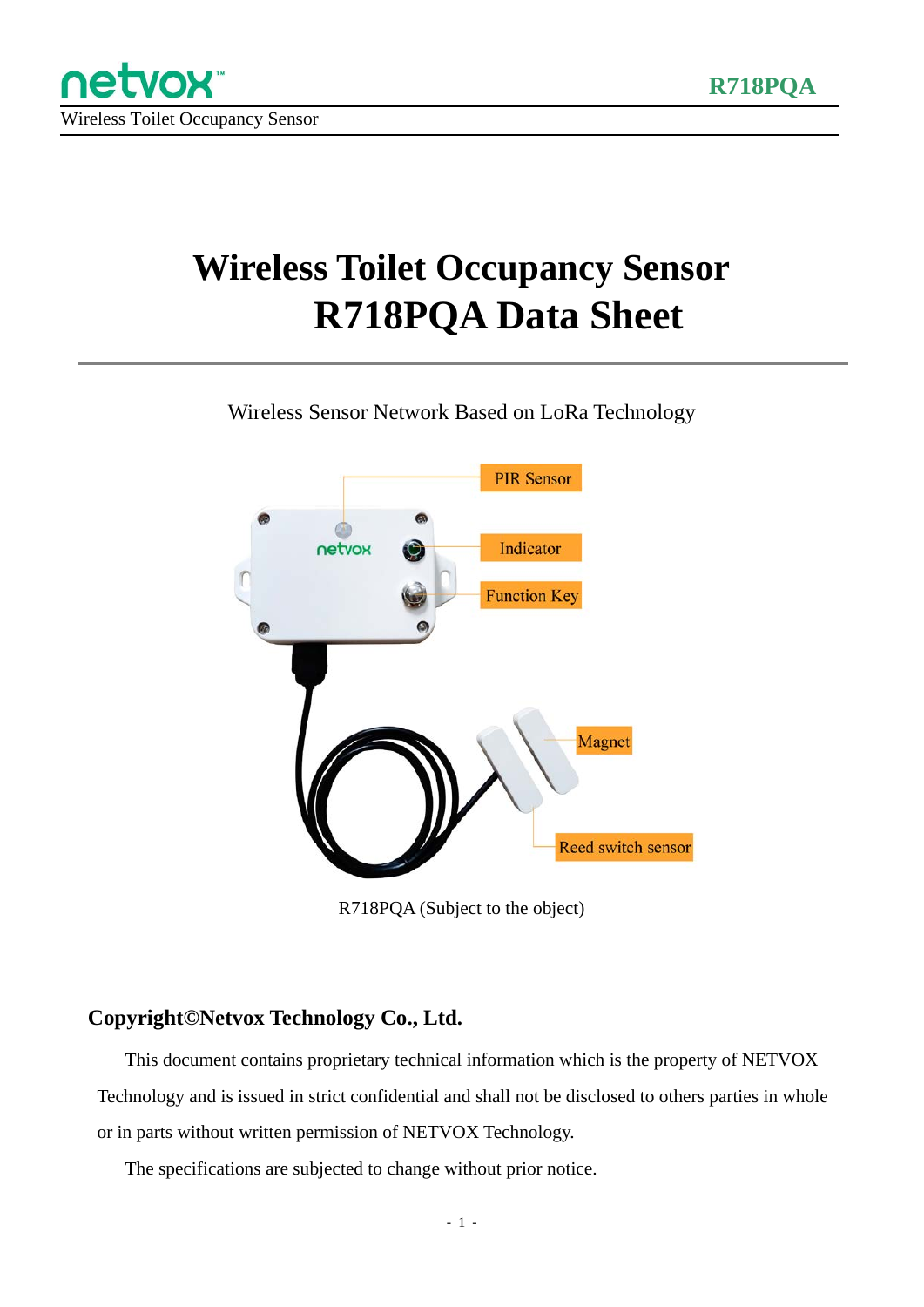# Wireless Toilet Occupancy Sensor R718PQA Data Sheet

Wireless Sensor Network Based on LoRa Technology

PIR Sensor

Indicator

Function Key

Magnet

Reed switch sensor

R718PQA (Subject to the object)

## Copyright©Netvox Technology Co., Ltd.

This document contains proprietary technical information which is the property of NETVOX Technology and is issued in strict confidential and shall not be disclosed to others parties in whole or in parts without written permission of NETVOX Technology.

The specifications are subjected to change without prior notice.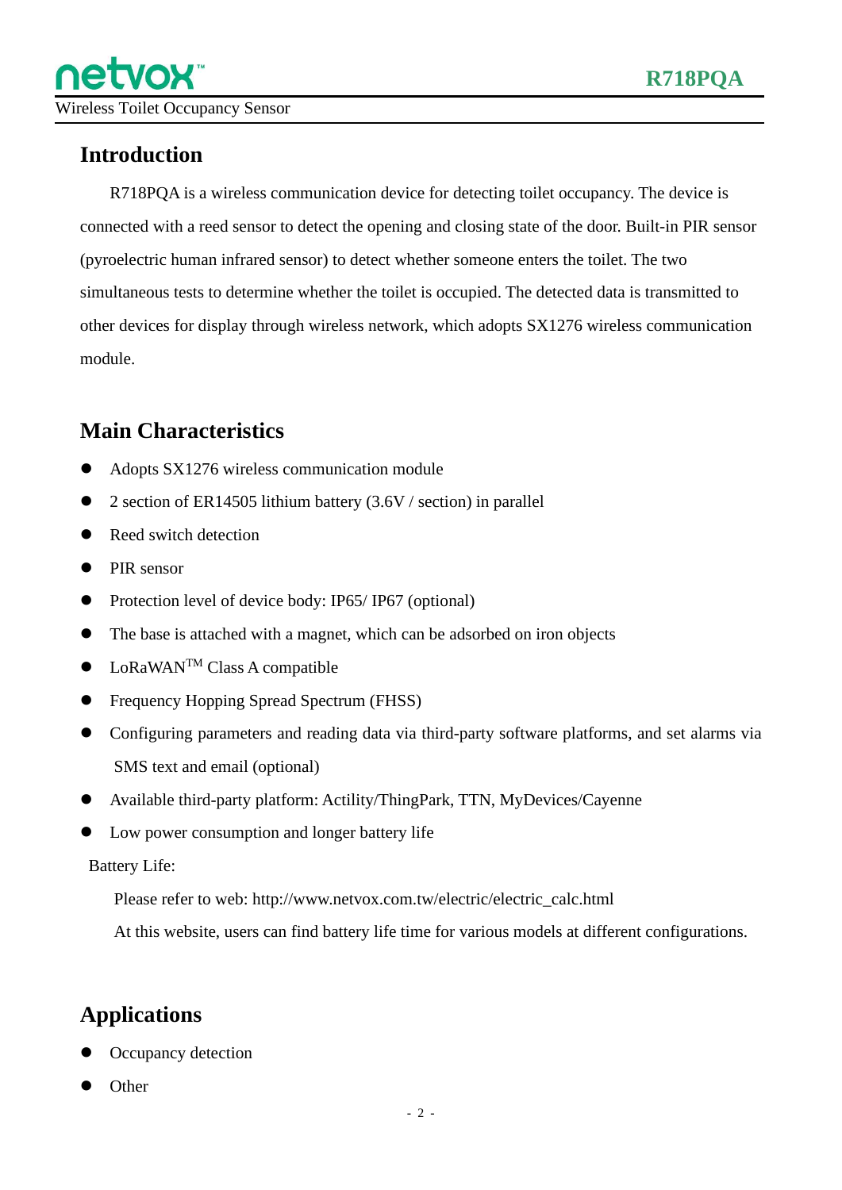## Introduction

R718PQA is a wireless communication device for detecting toilet occupancy. The device is connected with a reed sensor to detect the opening and closing state of the door. Built-in PIR sensor (pyroelectric human infrared sensor) to detect whether someone enters the toilet. The two simultaneous tests to determine whether the toilet is occupied. The detected data is transmitted to other devices for display through wireless network, which adopts SX1276 wireless communication module.

## Main Characteristics

- Adopts SX1276 wireless communication module
- 2 section of ER14505 lithium battery (3.6V / section) in parallel
- Reed switch detection
- PIR sensor
- Protection level of device body: IP65/ IP67 (optional)
- The base is attached with a magnet, which can be adsorbed on iron objects
- LoRaWAN™ Class A compatible
- Frequency Hopping Spread Spectrum (FHSS)
- Configuring parameters and reading data via third-party software platforms, and set alarms via SMS text and email (optional)
- Available third-party platform: Actility/ThingPark, TTN, MyDevices/Cayenne
- Low power consumption and longer battery life

Battery Life:

Please refer to web: http://www.netvox.com.tw/electric/electric_calc.html

At this website, users can find battery life time for various models at different configurations.

## Applications

- Occupancy detection
- Other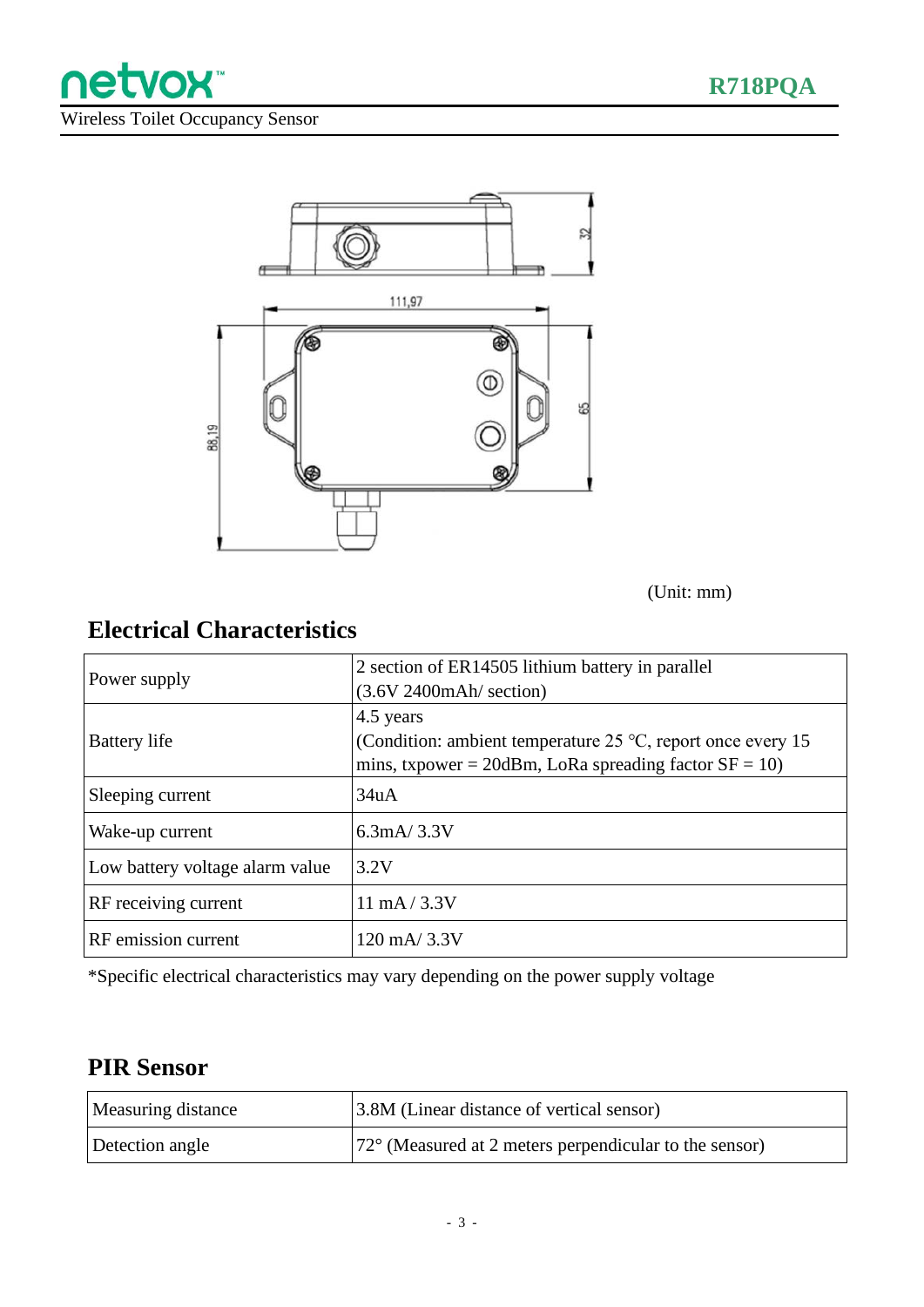(Unit: mm)

## Electrical Characteristics

| | |
|---|---|
| Power supply | 2 section of ER14505 lithium battery in parallel (3.6V 2400mAh/ section) |
| Battery life | 4.5 years (Condition: ambient temperature 25 ℃, report once every 15 mins, txpower = 20dBm, LoRa spreading factor SF = 10) |
| Sleeping current | 34uA |
| Wake-up current | 6.3mA/ 3.3V |
| Low battery voltage alarm value | 3.2V |
| RF receiving current | 11 mA / 3.3V |
| RF emission current | 120 mA/ 3.3V |

*Specific electrical characteristics may vary depending on the power supply voltage

## PIR Sensor

| | |
|---|---|
| Measuring distance | 3.8M (Linear distance of vertical sensor) |
| Detection angle | 72° (Measured at 2 meters perpendicular to the sensor) |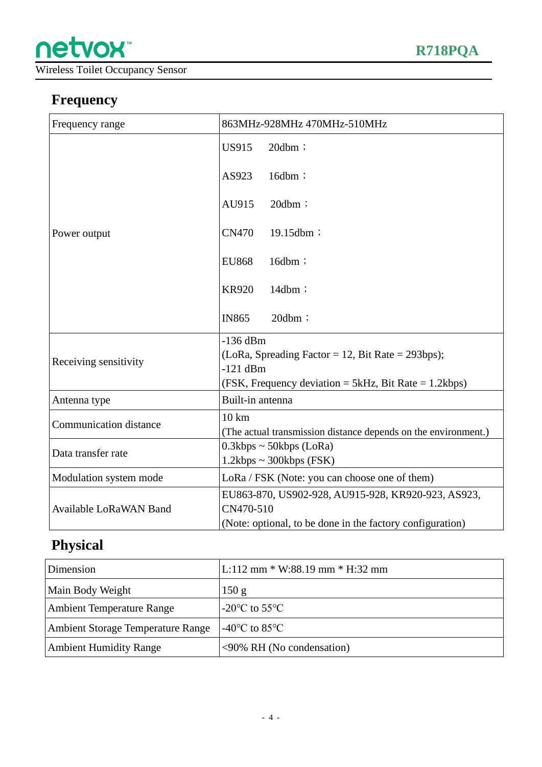## Frequency

| Frequency range | 863MHz-928MHz 470MHz-510MHz |
|---|---|
| Power output | US915 20dbm；<br>AS923 16dbm；<br>AU915 20dbm；<br>CN470 19.15dbm；<br>EU868 16dbm；<br>KR920 14dbm；<br>IN865 20dbm； |
| Receiving sensitivity | -136 dBm<br>(LoRa, Spreading Factor = 12, Bit Rate = 293bps);<br>-121 dBm<br>(FSK, Frequency deviation = 5kHz, Bit Rate = 1.2kbps) |
| Antenna type | Built-in antenna |
| Communication distance | 10 km<br>(The actual transmission distance depends on the environment.) |
| Data transfer rate | 0.3kbps ~ 50kbps (LoRa)<br>1.2kbps ~ 300kbps (FSK) |
| Modulation system mode | LoRa / FSK (Note: you can choose one of them) |
| Available LoRaWAN Band | EU863-870, US902-928, AU915-928, KR920-923, AS923, CN470-510<br>(Note: optional, to be done in the factory configuration) |

## Physical

| Dimension | L:112 mm * W:88.19 mm * H:32 mm |
|---|---|
| Main Body Weight | 150 g |
| Ambient Temperature Range | -20℃ to 55℃ |
| Ambient Storage Temperature Range | -40℃ to 85℃ |
| Ambient Humidity Range | <90% RH (No condensation) |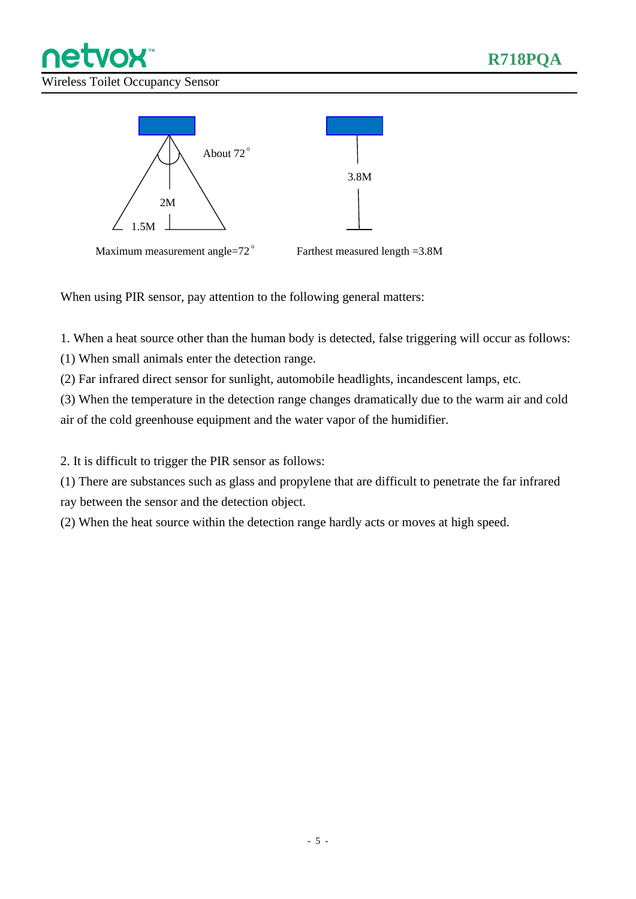About 72°

2M

1.5M

Maximum measurement angle=72°

3.8M

Farthest measured length =3.8M

When using PIR sensor, pay attention to the following general matters:

1. When a heat source other than the human body is detected, false triggering will occur as follows:
(1) When small animals enter the detection range.
(2) Far infrared direct sensor for sunlight, automobile headlights, incandescent lamps, etc.
(3) When the temperature in the detection range changes dramatically due to the warm air and cold air of the cold greenhouse equipment and the water vapor of the humidifier.

2. It is difficult to trigger the PIR sensor as follows:
(1) There are substances such as glass and propylene that are difficult to penetrate the far infrared ray between the sensor and the detection object.
(2) When the heat source within the detection range hardly acts or moves at high speed.